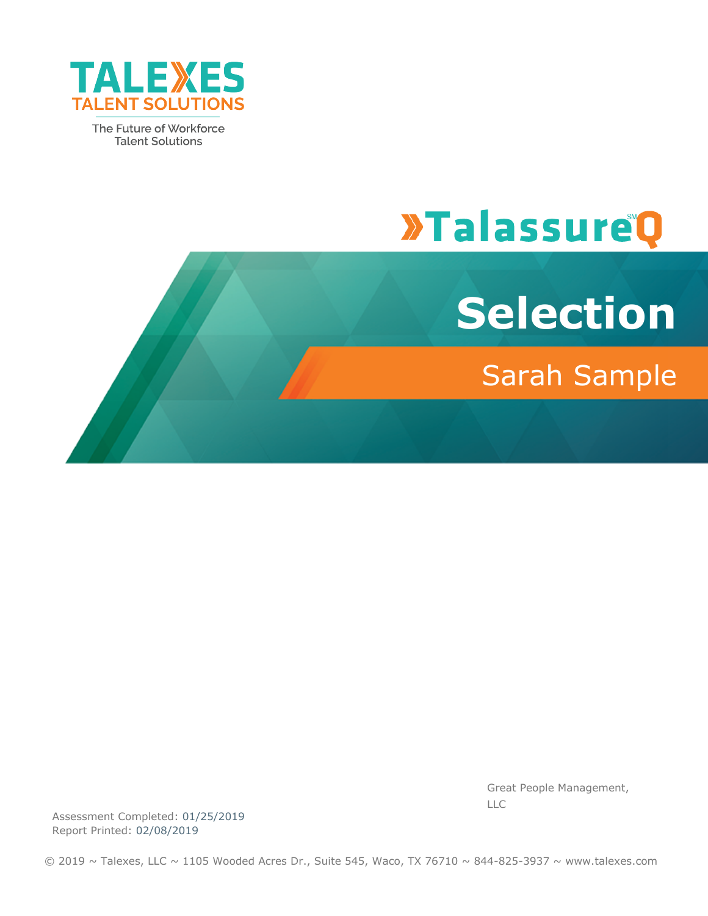TALEXES
TALENT SOLUTIONS

The Future of Workforce Talent Solutions

TalassureQ[SM]

# Selection

## Sarah Sample

Great People Management, LLC

Assessment Completed: 01/25/2019
Report Printed: 02/08/2019

© 2019 ~ Talexes, LLC ~ 1105 Wooded Acres Dr., Suite 545, Waco, TX 76710 ~ 844-825-3937 ~ www.talexes.com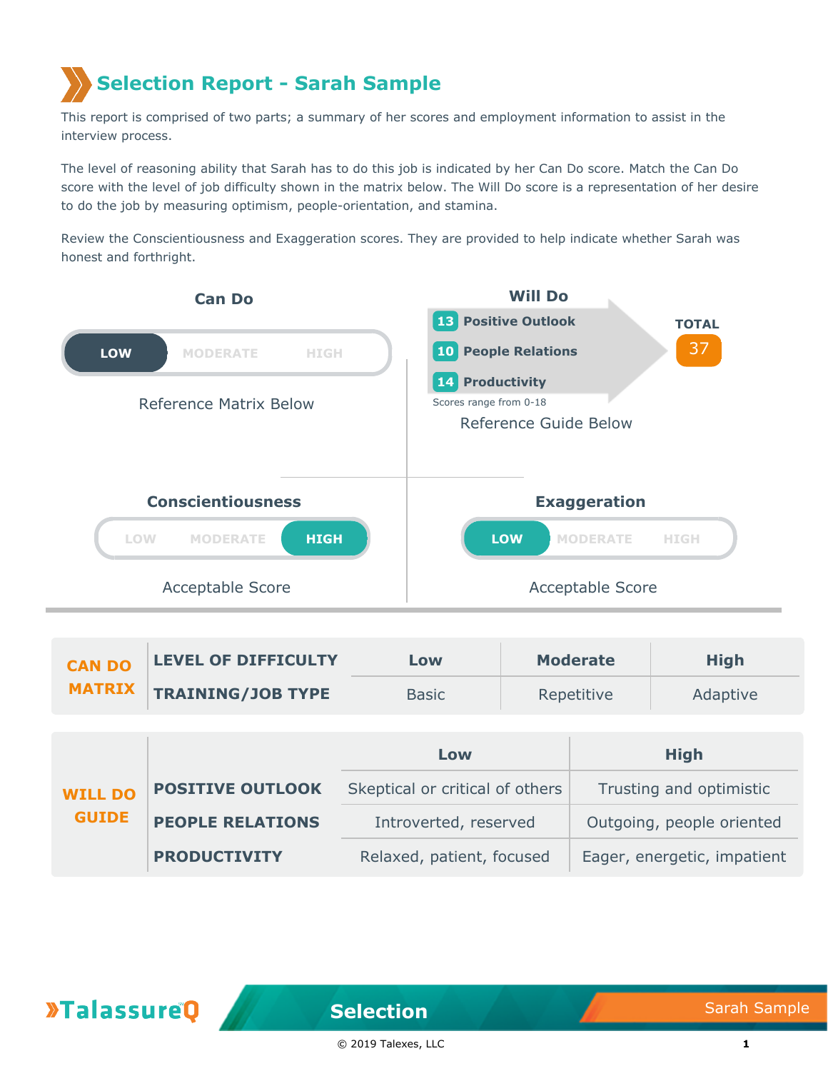# Selection Report - Sarah Sample

This report is comprised of two parts; a summary of her scores and employment information to assist in the interview process.

The level of reasoning ability that Sarah has to do this job is indicated by her Can Do score. Match the Can Do score with the level of job difficulty shown in the matrix below. The Will Do score is a representation of her desire to do the job by measuring optimism, people-orientation, and stamina.

Review the Conscientiousness and Exaggeration scores. They are provided to help indicate whether Sarah was honest and forthright.

## Can Do

**LOW** | MODERATE | HIGH

Reference Matrix Below

## Will Do

- **13** Positive Outlook
- **10** People Relations
- **14** Productivity

**TOTAL** 37

Scores range from 0-18

Reference Guide Below

## Conscientiousness

LOW | MODERATE | **HIGH**

Acceptable Score

## Exaggeration

**LOW** | MODERATE | HIGH

Acceptable Score

| CAN DO MATRIX | | Low | Moderate | High |
|---|---|---|---|---|
| | **LEVEL OF DIFFICULTY** | **Low** | **Moderate** | **High** |
| | **TRAINING/JOB TYPE** | Basic | Repetitive | Adaptive |

| WILL DO GUIDE | | Low | High |
|---|---|---|---|
| | **POSITIVE OUTLOOK** | Skeptical or critical of others | Trusting and optimistic |
| | **PEOPLE RELATIONS** | Introverted, reserved | Outgoing, people oriented |
| | **PRODUCTIVITY** | Relaxed, patient, focused | Eager, energetic, impatient |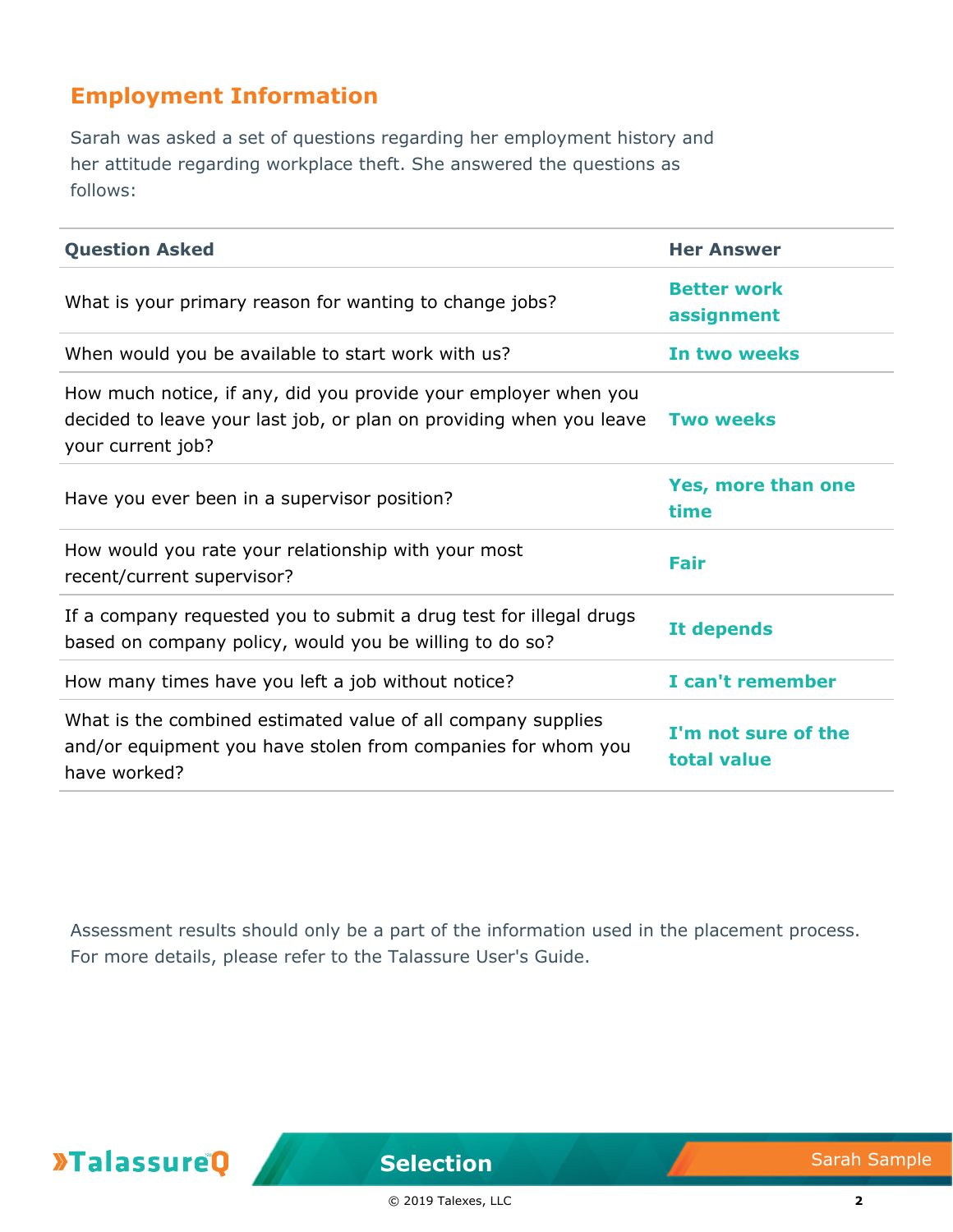## Employment Information

Sarah was asked a set of questions regarding her employment history and her attitude regarding workplace theft. She answered the questions as follows:

| Question Asked | Her Answer |
|---|---|
| What is your primary reason for wanting to change jobs? | **Better work assignment** |
| When would you be available to start work with us? | **In two weeks** |
| How much notice, if any, did you provide your employer when you decided to leave your last job, or plan on providing when you leave your current job? | **Two weeks** |
| Have you ever been in a supervisor position? | **Yes, more than one time** |
| How would you rate your relationship with your most recent/current supervisor? | **Fair** |
| If a company requested you to submit a drug test for illegal drugs based on company policy, would you be willing to do so? | **It depends** |
| How many times have you left a job without notice? | **I can't remember** |
| What is the combined estimated value of all company supplies and/or equipment you have stolen from companies for whom you have worked? | **I'm not sure of the total value** |

Assessment results should only be a part of the information used in the placement process. For more details, please refer to the Talassure User's Guide.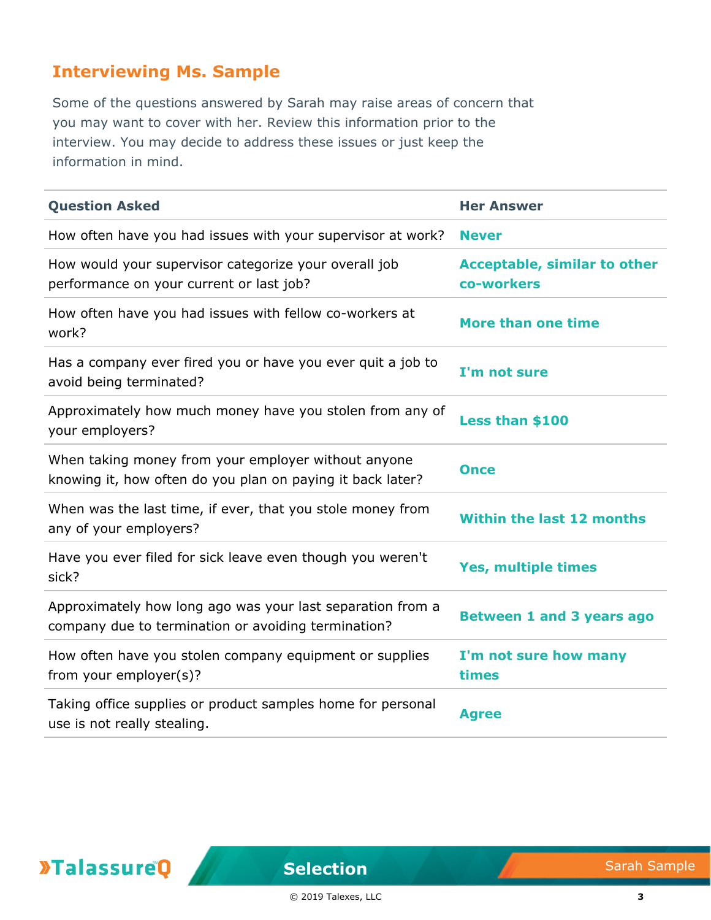## Interviewing Ms. Sample

Some of the questions answered by Sarah may raise areas of concern that you may want to cover with her. Review this information prior to the interview. You may decide to address these issues or just keep the information in mind.

| Question Asked | Her Answer |
|---|---|
| How often have you had issues with your supervisor at work? | **Never** |
| How would your supervisor categorize your overall job performance on your current or last job? | **Acceptable, similar to other co-workers** |
| How often have you had issues with fellow co-workers at work? | **More than one time** |
| Has a company ever fired you or have you ever quit a job to avoid being terminated? | **I'm not sure** |
| Approximately how much money have you stolen from any of your employers? | **Less than $100** |
| When taking money from your employer without anyone knowing it, how often do you plan on paying it back later? | **Once** |
| When was the last time, if ever, that you stole money from any of your employers? | **Within the last 12 months** |
| Have you ever filed for sick leave even though you weren't sick? | **Yes, multiple times** |
| Approximately how long ago was your last separation from a company due to termination or avoiding termination? | **Between 1 and 3 years ago** |
| How often have you stolen company equipment or supplies from your employer(s)? | **I'm not sure how many times** |
| Taking office supplies or product samples home for personal use is not really stealing. | **Agree** |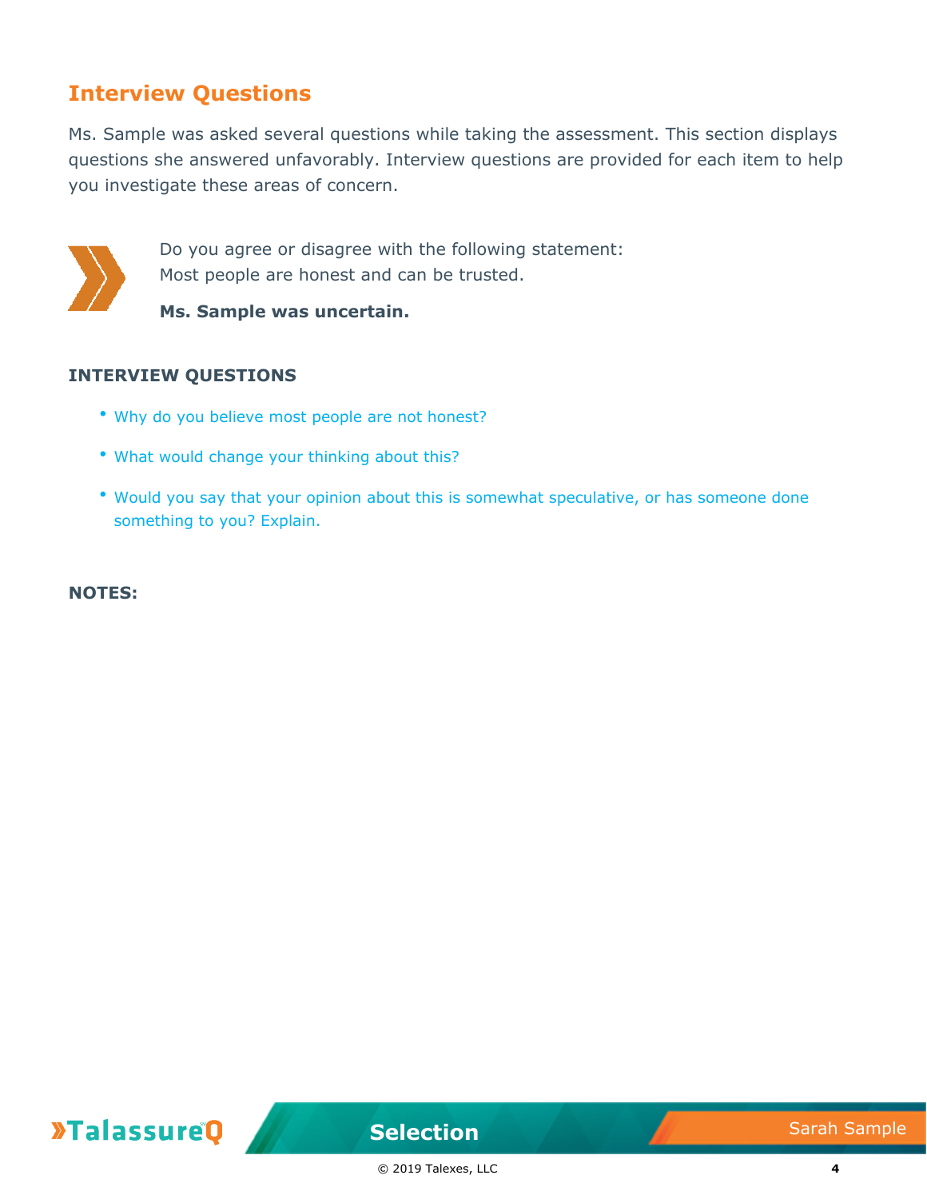## Interview Questions

Ms. Sample was asked several questions while taking the assessment. This section displays questions she answered unfavorably. Interview questions are provided for each item to help you investigate these areas of concern.

Do you agree or disagree with the following statement:
Most people are honest and can be trusted.

**Ms. Sample was uncertain.**

### INTERVIEW QUESTIONS

- Why do you believe most people are not honest?
- What would change your thinking about this?
- Would you say that your opinion about this is somewhat speculative, or has someone done something to you? Explain.

### NOTES: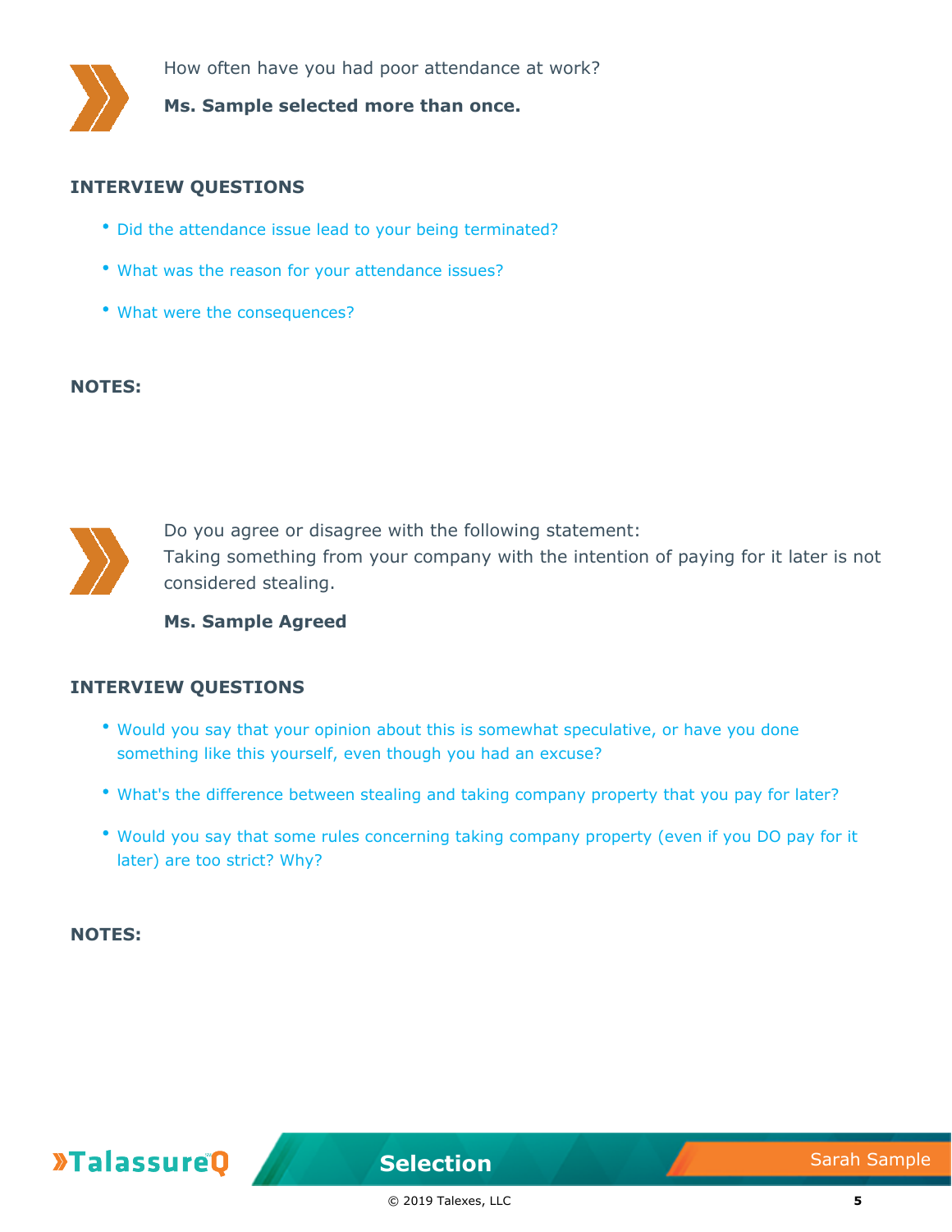How often have you had poor attendance at work?

**Ms. Sample selected more than once.**

## INTERVIEW QUESTIONS

- Did the attendance issue lead to your being terminated?
- What was the reason for your attendance issues?
- What were the consequences?

## NOTES:

Do you agree or disagree with the following statement:
Taking something from your company with the intention of paying for it later is not considered stealing.

**Ms. Sample Agreed**

## INTERVIEW QUESTIONS

- Would you say that your opinion about this is somewhat speculative, or have you done something like this yourself, even though you had an excuse?
- What's the difference between stealing and taking company property that you pay for later?
- Would you say that some rules concerning taking company property (even if you DO pay for it later) are too strict? Why?

## NOTES: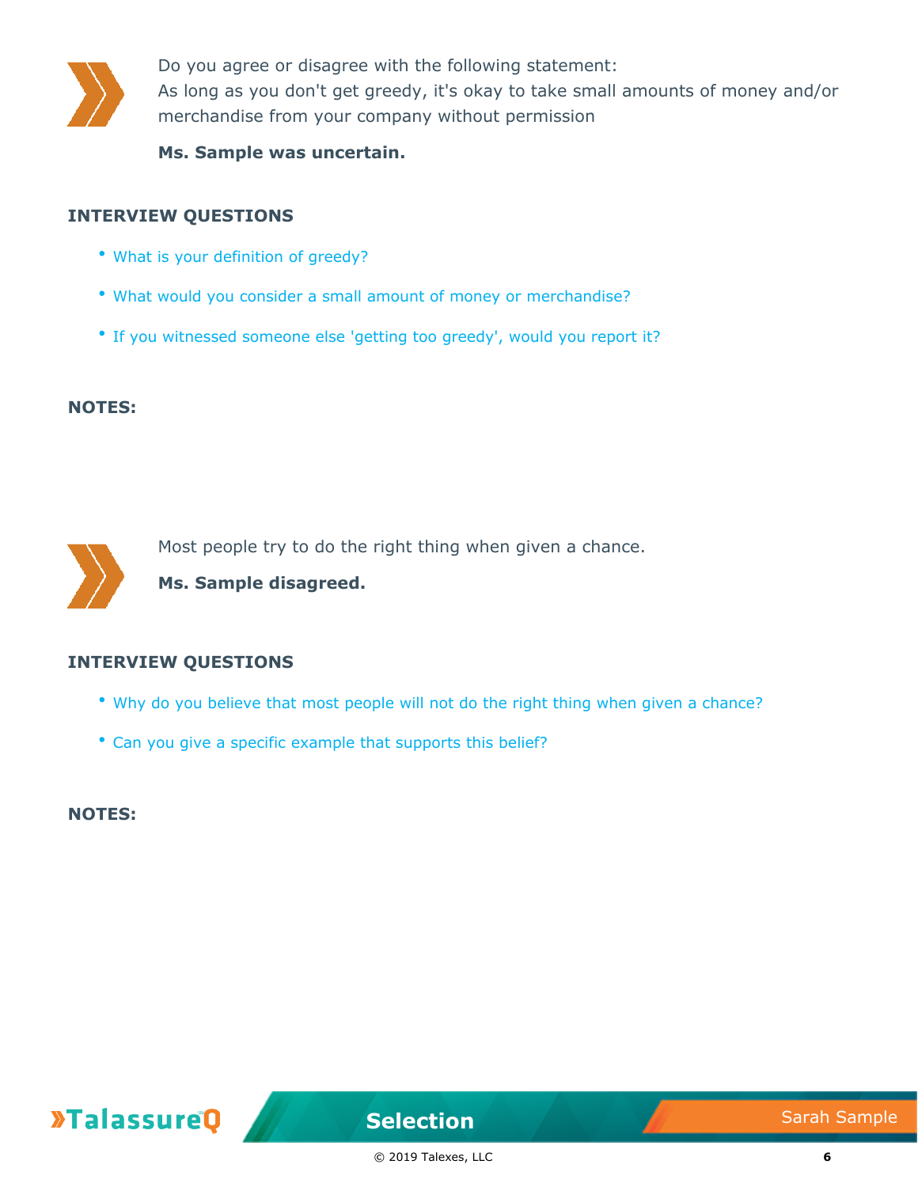Do you agree or disagree with the following statement:
As long as you don't get greedy, it's okay to take small amounts of money and/or merchandise from your company without permission

**Ms. Sample was uncertain.**

### INTERVIEW QUESTIONS

- What is your definition of greedy?
- What would you consider a small amount of money or merchandise?
- If you witnessed someone else 'getting too greedy', would you report it?

### NOTES:

Most people try to do the right thing when given a chance.

**Ms. Sample disagreed.**

### INTERVIEW QUESTIONS

- Why do you believe that most people will not do the right thing when given a chance?
- Can you give a specific example that supports this belief?

### NOTES: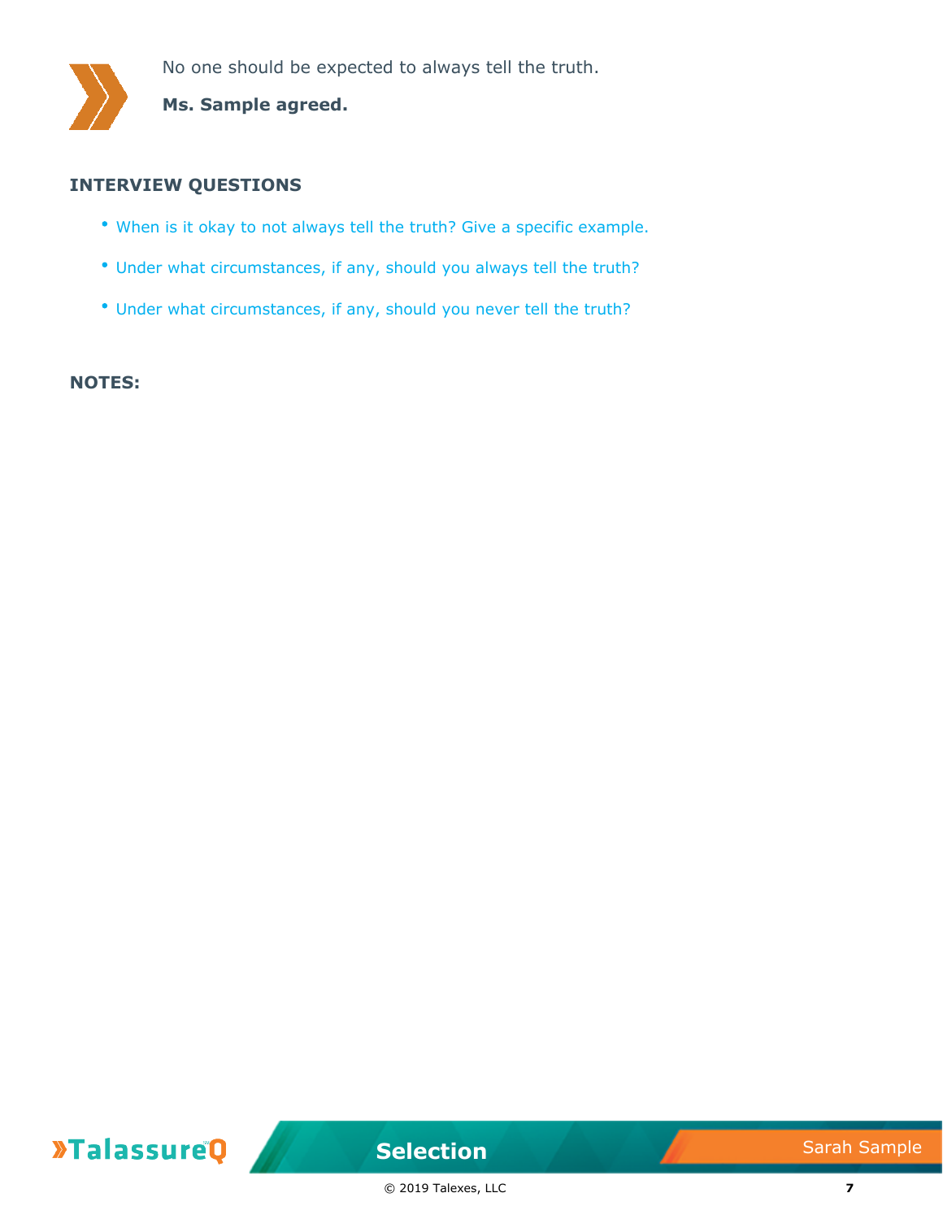No one should be expected to always tell the truth.

**Ms. Sample agreed.**

**INTERVIEW QUESTIONS**

- When is it okay to not always tell the truth? Give a specific example.
- Under what circumstances, if any, should you always tell the truth?
- Under what circumstances, if any, should you never tell the truth?

**NOTES:**